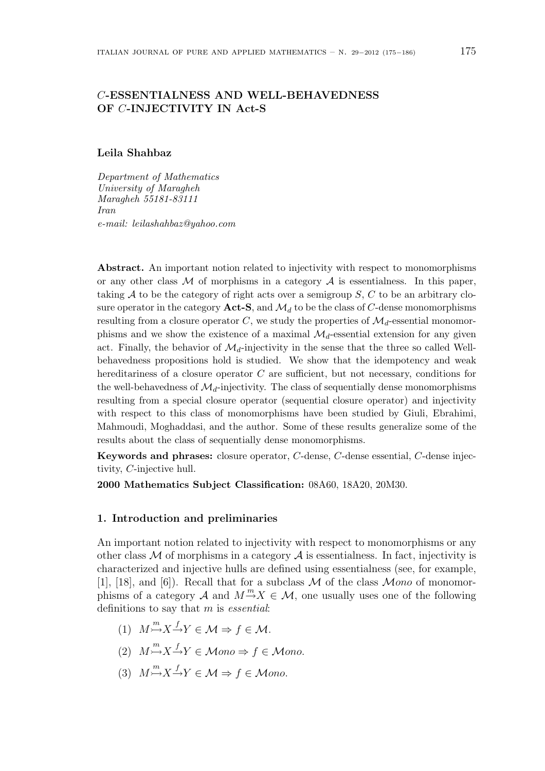# $C$-ESSENTIALNESS AND WELL-BEHAVEDNESS OF $C$-INJECTIVITY IN Act-S

**Leila Shahbaz**

*Department of Mathematics*
*University of Maragheh*
*Maragheh 55181-83111*
*Iran*
*e-mail: leilashahbaz@yahoo.com*

**Abstract.** An important notion related to injectivity with respect to monomorphisms or any other class $\mathcal{M}$ of morphisms in a category $\mathcal{A}$ is essentialness. In this paper, taking $\mathcal{A}$ to be the category of right acts over a semigroup $S$, $C$ to be an arbitrary closure operator in the category **Act-S**, and $\mathcal{M}_d$ to be the class of $C$-dense monomorphisms resulting from a closure operator $C$, we study the properties of $\mathcal{M}_d$-essential monomorphisms and we show the existence of a maximal $\mathcal{M}_d$-essential extension for any given act. Finally, the behavior of $\mathcal{M}_d$-injectivity in the sense that the three so called Well-behavedness propositions hold is studied. We show that the idempotency and weak hereditariness of a closure operator $C$ are sufficient, but not necessary, conditions for the well-behavedness of $\mathcal{M}_d$-injectivity. The class of sequentially dense monomorphisms resulting from a special closure operator (sequential closure operator) and injectivity with respect to this class of monomorphisms have been studied by Giuli, Ebrahimi, Mahmoudi, Moghaddasi, and the author. Some of these results generalize some of the results about the class of sequentially dense monomorphisms.

**Keywords and phrases:** closure operator, $C$-dense, $C$-dense essential, $C$-dense injectivity, $C$-injective hull.

**2000 Mathematics Subject Classification:** 08A60, 18A20, 20M30.

## 1. Introduction and preliminaries

An important notion related to injectivity with respect to monomorphisms or any other class $\mathcal{M}$ of morphisms in a category $\mathcal{A}$ is essentialness. In fact, injectivity is characterized and injective hulls are defined using essentialness (see, for example, [1], [18], and [6]). Recall that for a subclass $\mathcal{M}$ of the class $\mathcal{M}ono$ of monomorphisms of a category $\mathcal{A}$ and $M \stackrel{m}{\rightarrowtail} X \in \mathcal{M}$, one usually uses one of the following definitions to say that $m$ is *essential*:

(1) $M \stackrel{m}{\rightarrowtail} X \stackrel{f}{\rightarrow} Y \in \mathcal{M} \Rightarrow f \in \mathcal{M}$.

(2) $M \stackrel{m}{\rightarrowtail} X \stackrel{f}{\rightarrow} Y \in \mathcal{M}ono \Rightarrow f \in \mathcal{M}ono$.

(3) $M \stackrel{m}{\rightarrowtail} X \stackrel{f}{\rightarrow} Y \in \mathcal{M} \Rightarrow f \in \mathcal{M}ono$.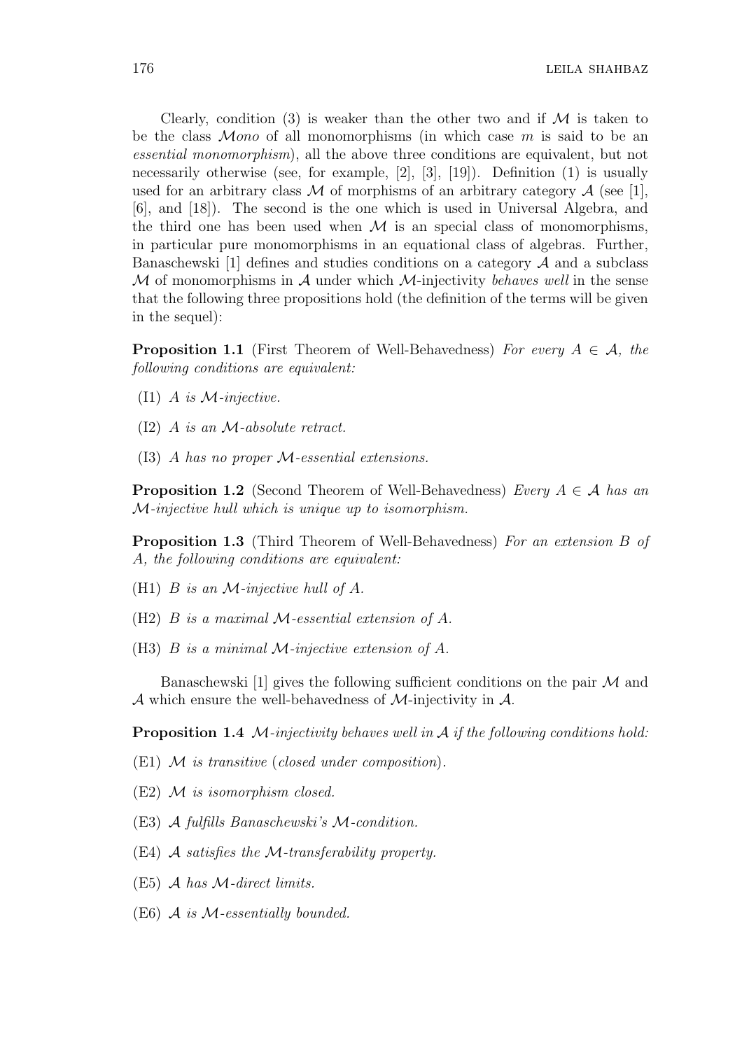Clearly, condition (3) is weaker than the other two and if $\mathcal{M}$ is taken to be the class $\mathcal{M}ono$ of all monomorphisms (in which case $m$ is said to be an *essential monomorphism*), all the above three conditions are equivalent, but not necessarily otherwise (see, for example, [2], [3], [19]). Definition (1) is usually used for an arbitrary class $\mathcal{M}$ of morphisms of an arbitrary category $\mathcal{A}$ (see [1], [6], and [18]). The second is the one which is used in Universal Algebra, and the third one has been used when $\mathcal{M}$ is an special class of monomorphisms, in particular pure monomorphisms in an equational class of algebras. Further, Banaschewski [1] defines and studies conditions on a category $\mathcal{A}$ and a subclass $\mathcal{M}$ of monomorphisms in $\mathcal{A}$ under which $\mathcal{M}$-injectivity *behaves well* in the sense that the following three propositions hold (the definition of the terms will be given in the sequel):

**Proposition 1.1** (First Theorem of Well-Behavedness) *For every $A \in \mathcal{A}$, the following conditions are equivalent:*

- (I1) *$A$ is $\mathcal{M}$-injective.*
- (I2) *$A$ is an $\mathcal{M}$-absolute retract.*
- (I3) *$A$ has no proper $\mathcal{M}$-essential extensions.*

**Proposition 1.2** (Second Theorem of Well-Behavedness) *Every $A \in \mathcal{A}$ has an $\mathcal{M}$-injective hull which is unique up to isomorphism.*

**Proposition 1.3** (Third Theorem of Well-Behavedness) *For an extension $B$ of $A$, the following conditions are equivalent:*

- (H1) *$B$ is an $\mathcal{M}$-injective hull of $A$.*
- (H2) *$B$ is a maximal $\mathcal{M}$-essential extension of $A$.*
- (H3) *$B$ is a minimal $\mathcal{M}$-injective extension of $A$.*

Banaschewski [1] gives the following sufficient conditions on the pair $\mathcal{M}$ and $\mathcal{A}$ which ensure the well-behavedness of $\mathcal{M}$-injectivity in $\mathcal{A}$.

**Proposition 1.4** *$\mathcal{M}$-injectivity behaves well in $\mathcal{A}$ if the following conditions hold:*

- (E1) *$\mathcal{M}$ is transitive (closed under composition).*
- (E2) *$\mathcal{M}$ is isomorphism closed.*
- (E3) *$\mathcal{A}$ fulfills Banaschewski's $\mathcal{M}$-condition.*
- (E4) *$\mathcal{A}$ satisfies the $\mathcal{M}$-transferability property.*
- (E5) *$\mathcal{A}$ has $\mathcal{M}$-direct limits.*
- (E6) *$\mathcal{A}$ is $\mathcal{M}$-essentially bounded.*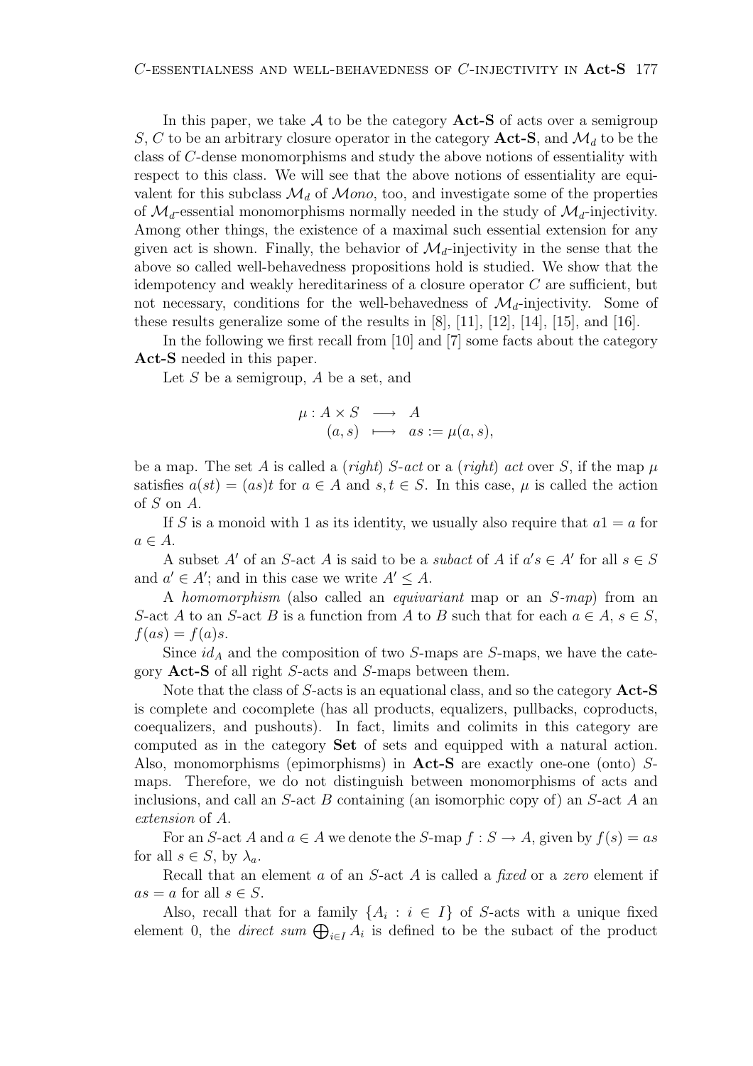In this paper, we take $\mathcal{A}$ to be the category **Act-S** of acts over a semigroup $S$, $C$ to be an arbitrary closure operator in the category **Act-S**, and $\mathcal{M}_d$ to be the class of $C$-dense monomorphisms and study the above notions of essentiality with respect to this class. We will see that the above notions of essentiality are equivalent for this subclass $\mathcal{M}_d$ of $\mathcal{M}ono$, too, and investigate some of the properties of $\mathcal{M}_d$-essential monomorphisms normally needed in the study of $\mathcal{M}_d$-injectivity. Among other things, the existence of a maximal such essential extension for any given act is shown. Finally, the behavior of $\mathcal{M}_d$-injectivity in the sense that the above so called well-behavedness propositions hold is studied. We show that the idempotency and weakly hereditariness of a closure operator $C$ are sufficient, but not necessary, conditions for the well-behavedness of $\mathcal{M}_d$-injectivity. Some of these results generalize some of the results in [8], [11], [12], [14], [15], and [16].

In the following we first recall from [10] and [7] some facts about the category **Act-S** needed in this paper.

Let $S$ be a semigroup, $A$ be a set, and

$$\begin{array}{rcl} \mu : A \times S & \longrightarrow & A \\ (a, s) & \longmapsto & as := \mu(a, s), \end{array}$$

be a map. The set $A$ is called a (*right*) *S-act* or a (*right*) *act* over $S$, if the map $\mu$ satisfies $a(st) = (as)t$ for $a \in A$ and $s, t \in S$. In this case, $\mu$ is called the action of $S$ on $A$.

If $S$ is a monoid with 1 as its identity, we usually also require that $a1 = a$ for $a \in A$.

A subset $A'$ of an $S$-act $A$ is said to be a *subact* of $A$ if $a's \in A'$ for all $s \in S$ and $a' \in A'$; and in this case we write $A' \leq A$.

A *homomorphism* (also called an *equivariant* map or an *S-map*) from an $S$-act $A$ to an $S$-act $B$ is a function from $A$ to $B$ such that for each $a \in A$, $s \in S$, $f(as) = f(a)s$.

Since $id_A$ and the composition of two $S$-maps are $S$-maps, we have the category **Act-S** of all right $S$-acts and $S$-maps between them.

Note that the class of $S$-acts is an equational class, and so the category **Act-S** is complete and cocomplete (has all products, equalizers, pullbacks, coproducts, coequalizers, and pushouts). In fact, limits and colimits in this category are computed as in the category **Set** of sets and equipped with a natural action. Also, monomorphisms (epimorphisms) in **Act-S** are exactly one-one (onto) $S$-maps. Therefore, we do not distinguish between monomorphisms of acts and inclusions, and call an $S$-act $B$ containing (an isomorphic copy of) an $S$-act $A$ an *extension* of $A$.

For an $S$-act $A$ and $a \in A$ we denote the $S$-map $f : S \to A$, given by $f(s) = as$ for all $s \in S$, by $\lambda_a$.

Recall that an element $a$ of an $S$-act $A$ is called a *fixed* or a *zero* element if $as = a$ for all $s \in S$.

Also, recall that for a family $\{A_i : i \in I\}$ of $S$-acts with a unique fixed element 0, the *direct sum* $\bigoplus_{i \in I} A_i$ is defined to be the subact of the product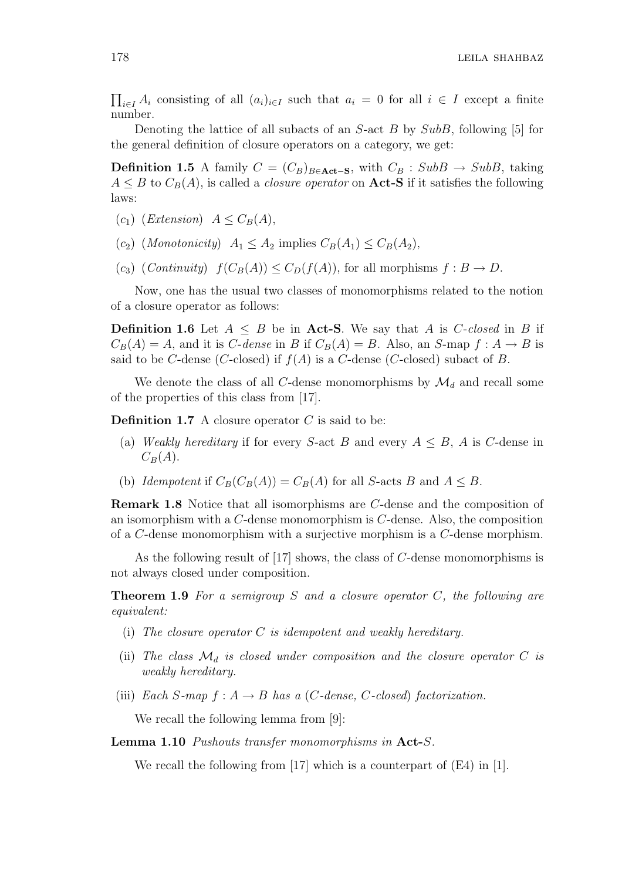$\coprod_{i\in I} A_i$ consisting of all $(a_i)_{i\in I}$ such that $a_i = 0$ for all $i \in I$ except a finite number.

Denoting the lattice of all subacts of an $S$-act $B$ by $SubB$, following [5] for the general definition of closure operators on a category, we get:

**Definition 1.5** A family $C = (C_B)_{B\in \mathbf{Act-S}}$, with $C_B : SubB \to SubB$, taking $A \leq B$ to $C_B(A)$, is called a *closure operator* on **Act-S** if it satisfies the following laws:

- $(c_1)$ (*Extension*) $A \leq C_B(A)$,
- $(c_2)$ (*Monotonicity*) $A_1 \leq A_2$ implies $C_B(A_1) \leq C_B(A_2)$,
- $(c_3)$ (*Continuity*) $f(C_B(A)) \leq C_D(f(A))$, for all morphisms $f : B \to D$.

Now, one has the usual two classes of monomorphisms related to the notion of a closure operator as follows:

**Definition 1.6** Let $A \leq B$ be in **Act-S**. We say that $A$ is *C-closed* in $B$ if $C_B(A) = A$, and it is *C-dense* in $B$ if $C_B(A) = B$. Also, an $S$-map $f : A \to B$ is said to be $C$-dense ($C$-closed) if $f(A)$ is a $C$-dense ($C$-closed) subact of $B$.

We denote the class of all $C$-dense monomorphisms by $\mathcal{M}_d$ and recall some of the properties of this class from [17].

**Definition 1.7** A closure operator $C$ is said to be:

- (a) *Weakly hereditary* if for every $S$-act $B$ and every $A \leq B$, $A$ is $C$-dense in $C_B(A)$.
- (b) *Idempotent* if $C_B(C_B(A)) = C_B(A)$ for all $S$-acts $B$ and $A \leq B$.

**Remark 1.8** Notice that all isomorphisms are $C$-dense and the composition of an isomorphism with a $C$-dense monomorphism is $C$-dense. Also, the composition of a $C$-dense monomorphism with a surjective morphism is a $C$-dense morphism.

As the following result of [17] shows, the class of $C$-dense monomorphisms is not always closed under composition.

**Theorem 1.9** *For a semigroup $S$ and a closure operator $C$, the following are equivalent:*

- (i) *The closure operator $C$ is idempotent and weakly hereditary.*
- (ii) *The class $\mathcal{M}_d$ is closed under composition and the closure operator $C$ is weakly hereditary.*
- (iii) *Each $S$-map $f : A \to B$ has a ($C$-dense, $C$-closed) factorization.*

We recall the following lemma from [9]:

**Lemma 1.10** *Pushouts transfer monomorphisms in* **Act-***S*.

We recall the following from [17] which is a counterpart of (E4) in [1].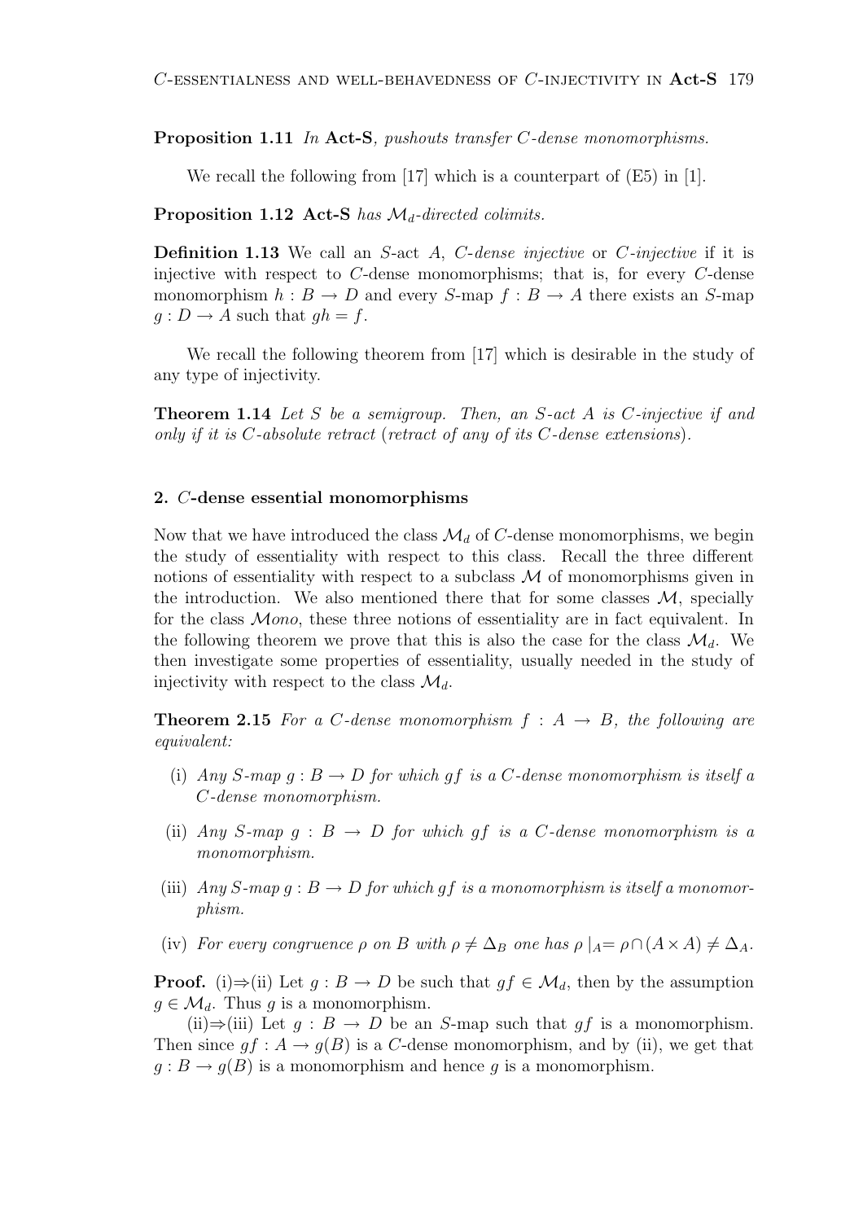**Proposition 1.11** *In* **Act-S***, pushouts transfer $C$-dense monomorphisms.*

We recall the following from [17] which is a counterpart of (E5) in [1].

**Proposition 1.12** **Act-S** *has $\mathcal{M}_d$-directed colimits.*

**Definition 1.13** We call an $S$-act $A$, *$C$-dense injective* or *$C$-injective* if it is injective with respect to $C$-dense monomorphisms; that is, for every $C$-dense monomorphism $h : B \to D$ and every $S$-map $f : B \to A$ there exists an $S$-map $g : D \to A$ such that $gh = f$.

We recall the following theorem from [17] which is desirable in the study of any type of injectivity.

**Theorem 1.14** *Let $S$ be a semigroup. Then, an $S$-act $A$ is $C$-injective if and only if it is $C$-absolute retract (retract of any of its $C$-dense extensions).*

## 2. $C$-dense essential monomorphisms

Now that we have introduced the class $\mathcal{M}_d$ of $C$-dense monomorphisms, we begin the study of essentiality with respect to this class. Recall the three different notions of essentiality with respect to a subclass $\mathcal{M}$ of monomorphisms given in the introduction. We also mentioned there that for some classes $\mathcal{M}$, specially for the class $\mathcal{M}ono$, these three notions of essentiality are in fact equivalent. In the following theorem we prove that this is also the case for the class $\mathcal{M}_d$. We then investigate some properties of essentiality, usually needed in the study of injectivity with respect to the class $\mathcal{M}_d$.

**Theorem 2.15** *For a $C$-dense monomorphism $f : A \to B$, the following are equivalent:*

- (i) *Any $S$-map $g : B \to D$ for which $gf$ is a $C$-dense monomorphism is itself a $C$-dense monomorphism.*
- (ii) *Any $S$-map $g : B \to D$ for which $gf$ is a $C$-dense monomorphism is a monomorphism.*
- (iii) *Any $S$-map $g : B \to D$ for which $gf$ is a monomorphism is itself a monomorphism.*
- (iv) *For every congruence $\rho$ on $B$ with $\rho \neq \Delta_B$ one has $\rho\mid_A = \rho \cap (A \times A) \neq \Delta_A$.*

**Proof.** (i)$\Rightarrow$(ii) Let $g : B \to D$ be such that $gf \in \mathcal{M}_d$, then by the assumption $g \in \mathcal{M}_d$. Thus $g$ is a monomorphism.

(ii)$\Rightarrow$(iii) Let $g : B \to D$ be an $S$-map such that $gf$ is a monomorphism. Then since $gf : A \to g(B)$ is a $C$-dense monomorphism, and by (ii), we get that $g : B \to g(B)$ is a monomorphism and hence $g$ is a monomorphism.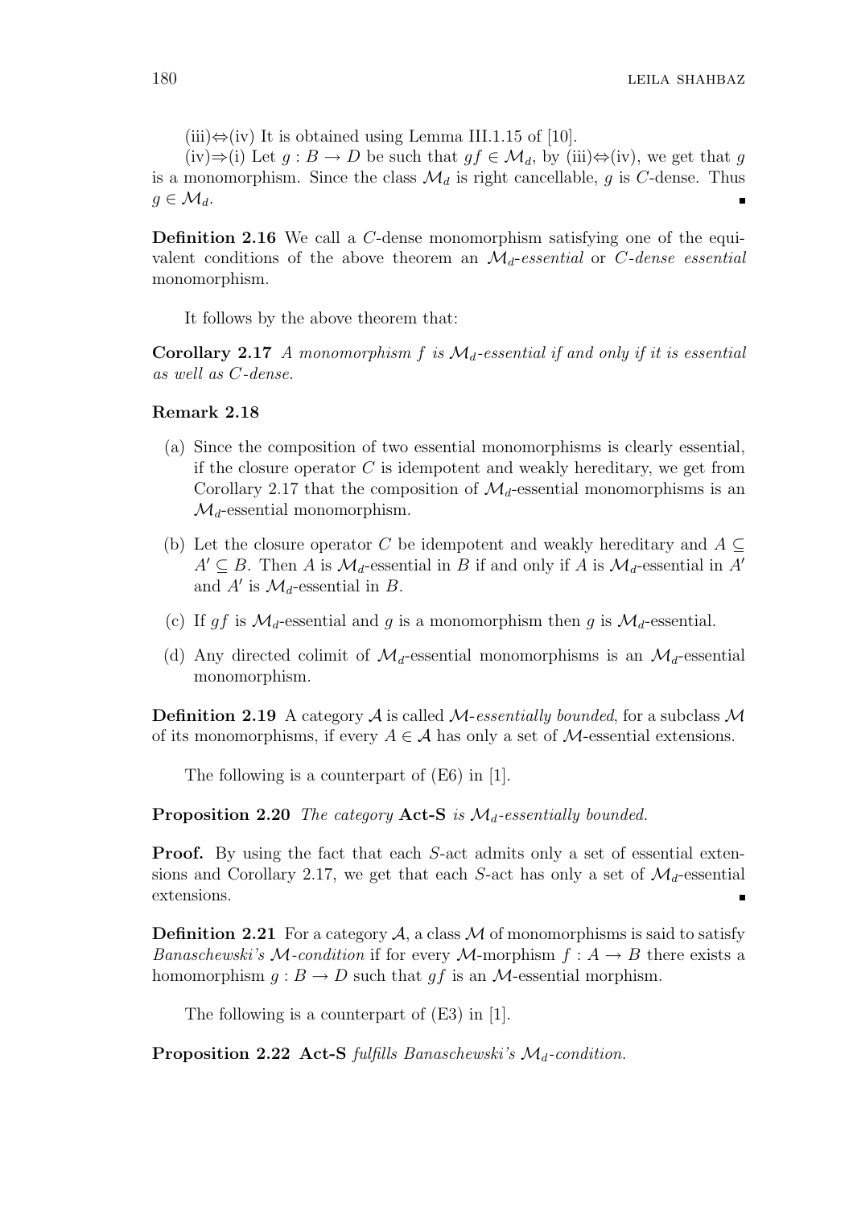(iii)⇔(iv) It is obtained using Lemma III.1.15 of [10].

(iv)⇒(i) Let $g : B \to D$ be such that $gf \in \mathcal{M}_d$, by (iii)⇔(iv), we get that $g$ is a monomorphism. Since the class $\mathcal{M}_d$ is right cancellable, $g$ is $C$-dense. Thus $g \in \mathcal{M}_d$. ∎

**Definition 2.16** We call a $C$-dense monomorphism satisfying one of the equivalent conditions of the above theorem an $\mathcal{M}_d$-*essential* or $C$-*dense essential* monomorphism.

It follows by the above theorem that:

**Corollary 2.17** *A monomorphism $f$ is $\mathcal{M}_d$-essential if and only if it is essential as well as $C$-dense.*

**Remark 2.18**

(a) Since the composition of two essential monomorphisms is clearly essential, if the closure operator $C$ is idempotent and weakly hereditary, we get from Corollary 2.17 that the composition of $\mathcal{M}_d$-essential monomorphisms is an $\mathcal{M}_d$-essential monomorphism.

(b) Let the closure operator $C$ be idempotent and weakly hereditary and $A \subseteq A' \subseteq B$. Then $A$ is $\mathcal{M}_d$-essential in $B$ if and only if $A$ is $\mathcal{M}_d$-essential in $A'$ and $A'$ is $\mathcal{M}_d$-essential in $B$.

(c) If $gf$ is $\mathcal{M}_d$-essential and $g$ is a monomorphism then $g$ is $\mathcal{M}_d$-essential.

(d) Any directed colimit of $\mathcal{M}_d$-essential monomorphisms is an $\mathcal{M}_d$-essential monomorphism.

**Definition 2.19** A category $\mathcal{A}$ is called $\mathcal{M}$-*essentially bounded*, for a subclass $\mathcal{M}$ of its monomorphisms, if every $A \in \mathcal{A}$ has only a set of $\mathcal{M}$-essential extensions.

The following is a counterpart of (E6) in [1].

**Proposition 2.20** *The category* **Act-S** *is $\mathcal{M}_d$-essentially bounded.*

**Proof.** By using the fact that each $S$-act admits only a set of essential extensions and Corollary 2.17, we get that each $S$-act has only a set of $\mathcal{M}_d$-essential extensions. ∎

**Definition 2.21** For a category $\mathcal{A}$, a class $\mathcal{M}$ of monomorphisms is said to satisfy *Banaschewski's $\mathcal{M}$-condition* if for every $\mathcal{M}$-morphism $f : A \to B$ there exists a homomorphism $g : B \to D$ such that $gf$ is an $\mathcal{M}$-essential morphism.

The following is a counterpart of (E3) in [1].

**Proposition 2.22** **Act-S** *fulfills Banaschewski's $\mathcal{M}_d$-condition.*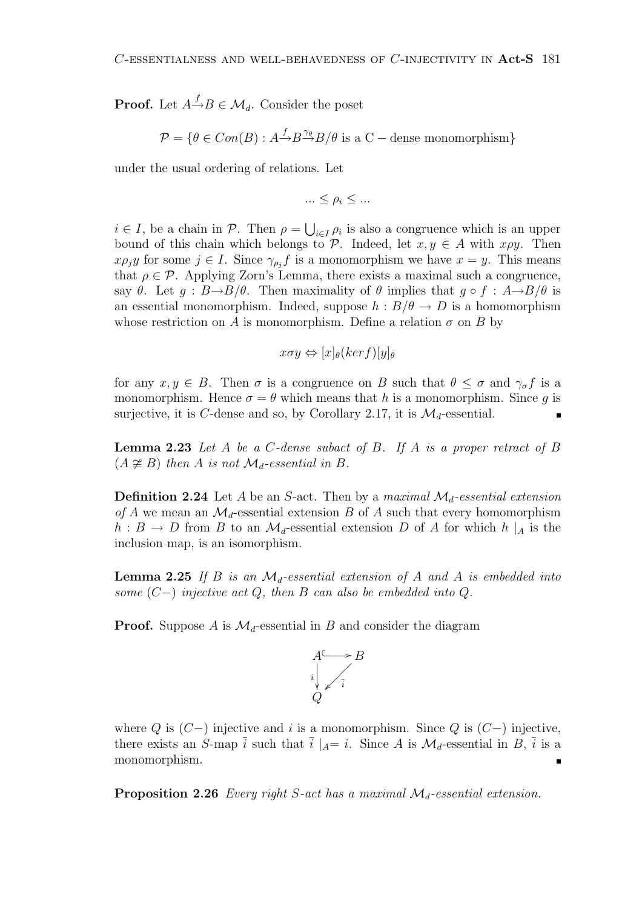**Proof.** Let $A \overset{f}{\to} B \in \mathcal{M}_d$. Consider the poset

$$\mathcal{P} = \{\theta \in Con(B) : A \overset{f}{\to} B \overset{\gamma_\theta}{\to} B/\theta \text{ is a C} - \text{dense monomorphism}\}$$

under the usual ordering of relations. Let

$$... \leq \rho_i \leq ...$$

$i \in I$, be a chain in $\mathcal{P}$. Then $\rho = \bigcup_{i \in I} \rho_i$ is also a congruence which is an upper bound of this chain which belongs to $\mathcal{P}$. Indeed, let $x, y \in A$ with $x\rho y$. Then $x\rho_j y$ for some $j \in I$. Since $\gamma_{\rho_j} f$ is a monomorphism we have $x = y$. This means that $\rho \in \mathcal{P}$. Applying Zorn's Lemma, there exists a maximal such a congruence, say $\theta$. Let $g : B \to B/\theta$. Then maximality of $\theta$ implies that $g \circ f : A \to B/\theta$ is an essential monomorphism. Indeed, suppose $h : B/\theta \to D$ is a homomorphism whose restriction on $A$ is monomorphism. Define a relation $\sigma$ on $B$ by

$$x\sigma y \Leftrightarrow [x]_\theta (ker f)[y]_\theta$$

for any $x, y \in B$. Then $\sigma$ is a congruence on $B$ such that $\theta \leq \sigma$ and $\gamma_\sigma f$ is a monomorphism. Hence $\sigma = \theta$ which means that $h$ is a monomorphism. Since $g$ is surjective, it is $C$-dense and so, by Corollary 2.17, it is $\mathcal{M}_d$-essential. ∎

**Lemma 2.23** *Let $A$ be a $C$-dense subact of $B$. If $A$ is a proper retract of $B$ ($A \not\cong B$) then $A$ is not $\mathcal{M}_d$-essential in $B$.*

**Definition 2.24** Let $A$ be an $S$-act. Then by a *maximal $\mathcal{M}_d$-essential extension of $A$* we mean an $\mathcal{M}_d$-essential extension $B$ of $A$ such that every homomorphism $h : B \to D$ from $B$ to an $\mathcal{M}_d$-essential extension $D$ of $A$ for which $h\mid_A$ is the inclusion map, is an isomorphism.

**Lemma 2.25** *If $B$ is an $\mathcal{M}_d$-essential extension of $A$ and $A$ is embedded into some $(C-)$ injective act $Q$, then $B$ can also be embedded into $Q$.*

**Proof.** Suppose $A$ is $\mathcal{M}_d$-essential in $B$ and consider the diagram

$$\begin{array}{ccc} A & \hookrightarrow & B \\ {\scriptstyle i}\downarrow & \swarrow {\scriptstyle \bar{i}} & \\ Q & & \end{array}$$

where $Q$ is $(C-)$ injective and $i$ is a monomorphism. Since $Q$ is $(C-)$ injective, there exists an $S$-map $\bar{i}$ such that $\bar{i}\mid_A = i$. Since $A$ is $\mathcal{M}_d$-essential in $B$, $\bar{i}$ is a monomorphism. ∎

**Proposition 2.26** *Every right $S$-act has a maximal $\mathcal{M}_d$-essential extension.*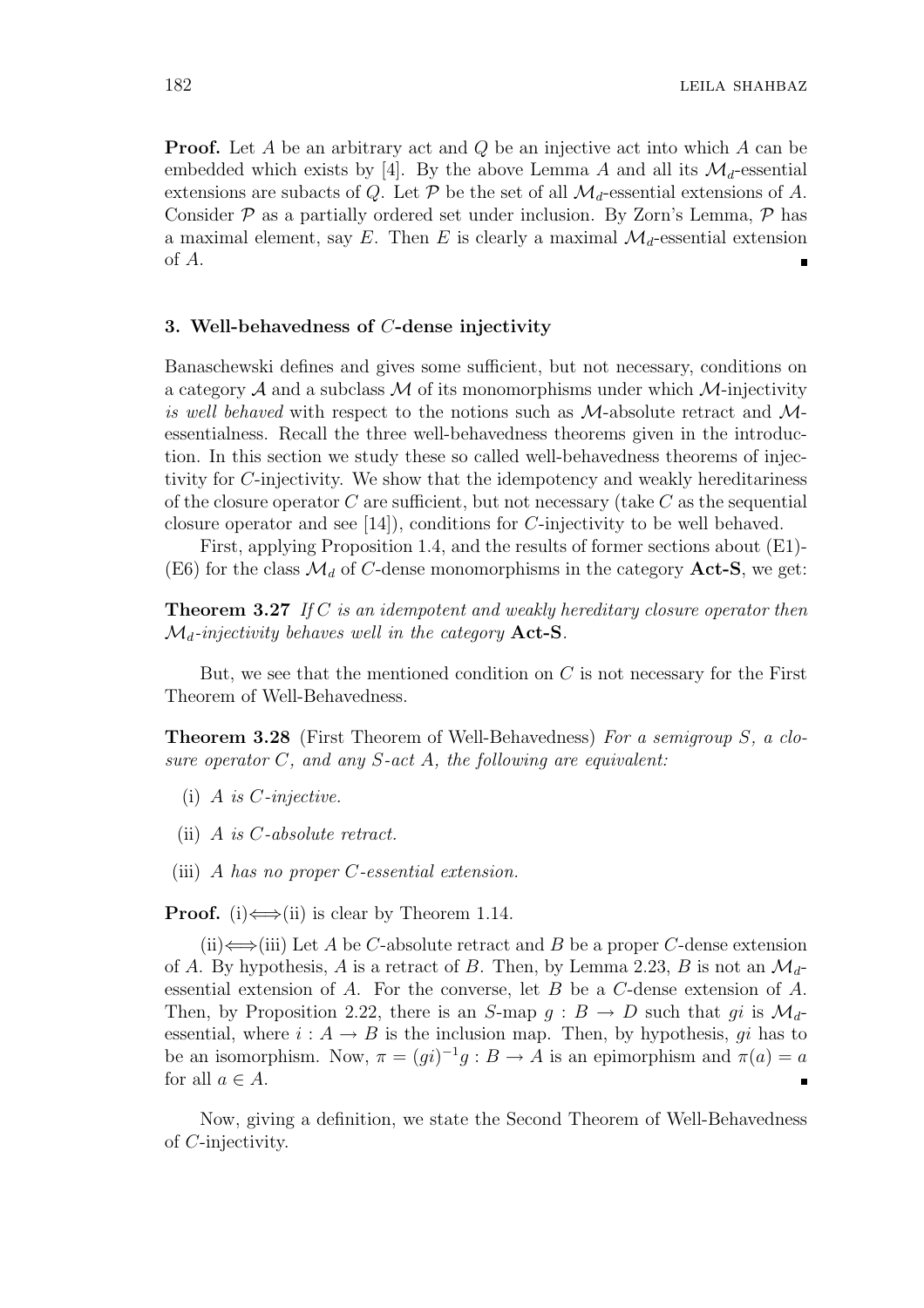**Proof.** Let $A$ be an arbitrary act and $Q$ be an injective act into which $A$ can be embedded which exists by [4]. By the above Lemma $A$ and all its $\mathcal{M}_d$-essential extensions are subacts of $Q$. Let $\mathcal{P}$ be the set of all $\mathcal{M}_d$-essential extensions of $A$. Consider $\mathcal{P}$ as a partially ordered set under inclusion. By Zorn's Lemma, $\mathcal{P}$ has a maximal element, say $E$. Then $E$ is clearly a maximal $\mathcal{M}_d$-essential extension of $A$. ∎

## 3. Well-behavedness of $C$-dense injectivity

Banaschewski defines and gives some sufficient, but not necessary, conditions on a category $\mathcal{A}$ and a subclass $\mathcal{M}$ of its monomorphisms under which $\mathcal{M}$-injectivity *is well behaved* with respect to the notions such as $\mathcal{M}$-absolute retract and $\mathcal{M}$-essentialness. Recall the three well-behavedness theorems given in the introduction. In this section we study these so called well-behavedness theorems of injectivity for $C$-injectivity. We show that the idempotency and weakly hereditariness of the closure operator $C$ are sufficient, but not necessary (take $C$ as the sequential closure operator and see [14]), conditions for $C$-injectivity to be well behaved.

First, applying Proposition 1.4, and the results of former sections about (E1)-(E6) for the class $\mathcal{M}_d$ of $C$-dense monomorphisms in the category **Act-S**, we get:

**Theorem 3.27** *If $C$ is an idempotent and weakly hereditary closure operator then $\mathcal{M}_d$-injectivity behaves well in the category* **Act-S**.

But, we see that the mentioned condition on $C$ is not necessary for the First Theorem of Well-Behavedness.

**Theorem 3.28** (First Theorem of Well-Behavedness) *For a semigroup $S$, a closure operator $C$, and any $S$-act $A$, the following are equivalent:*

(i) *$A$ is $C$-injective.*

(ii) *$A$ is $C$-absolute retract.*

(iii) *$A$ has no proper $C$-essential extension.*

**Proof.** (i)$\Longleftrightarrow$(ii) is clear by Theorem 1.14.

(ii)$\Longleftrightarrow$(iii) Let $A$ be $C$-absolute retract and $B$ be a proper $C$-dense extension of $A$. By hypothesis, $A$ is a retract of $B$. Then, by Lemma 2.23, $B$ is not an $\mathcal{M}_d$-essential extension of $A$. For the converse, let $B$ be a $C$-dense extension of $A$. Then, by Proposition 2.22, there is an $S$-map $g : B \to D$ such that $gi$ is $\mathcal{M}_d$-essential, where $i : A \to B$ is the inclusion map. Then, by hypothesis, $gi$ has to be an isomorphism. Now, $\pi = (gi)^{-1}g : B \to A$ is an epimorphism and $\pi(a) = a$ for all $a \in A$. ∎

Now, giving a definition, we state the Second Theorem of Well-Behavedness of $C$-injectivity.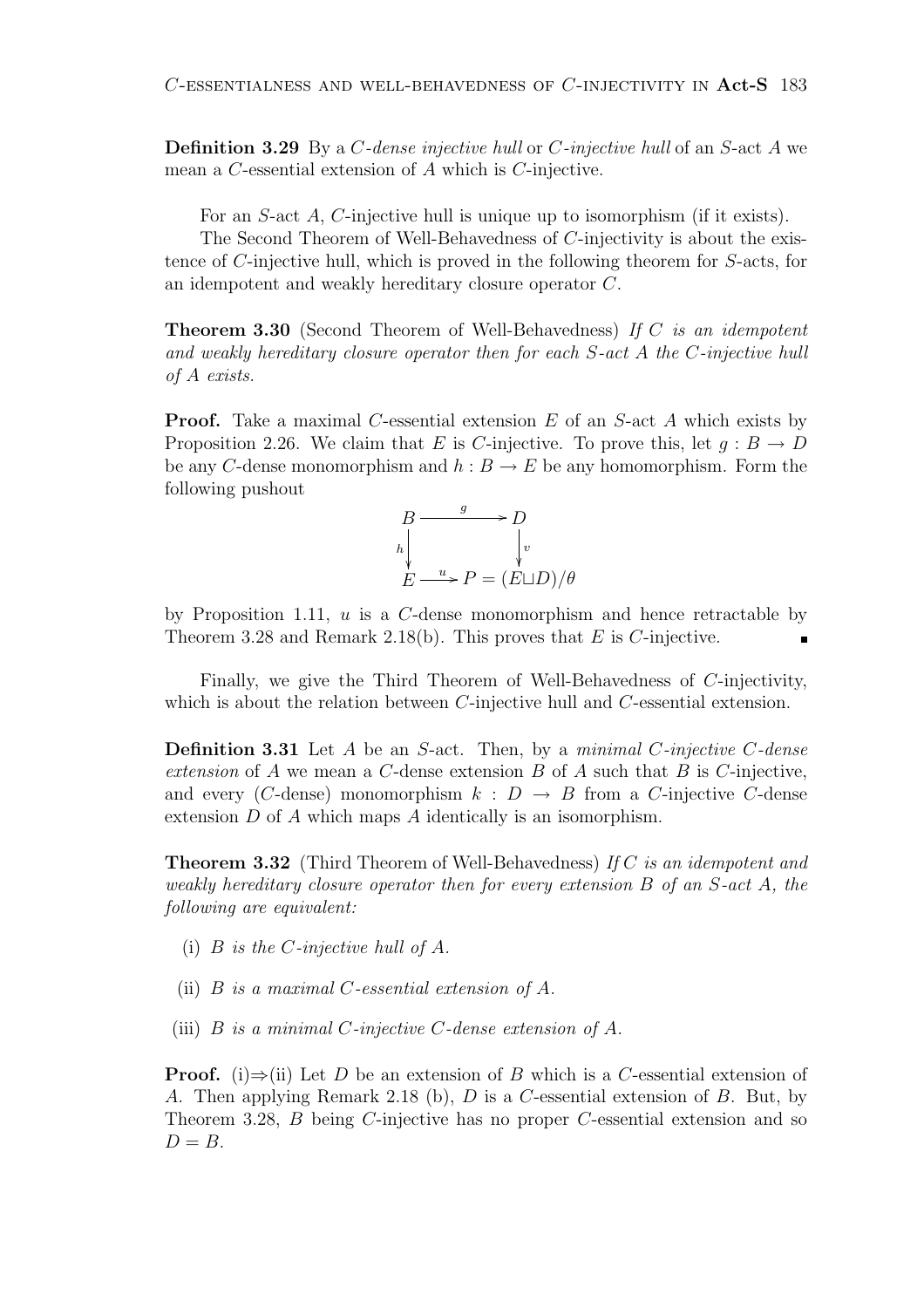**Definition 3.29** By a *C-dense injective hull* or *C-injective hull* of an $S$-act $A$ we mean a $C$-essential extension of $A$ which is $C$-injective.

For an $S$-act $A$, $C$-injective hull is unique up to isomorphism (if it exists).

The Second Theorem of Well-Behavedness of $C$-injectivity is about the existence of $C$-injective hull, which is proved in the following theorem for $S$-acts, for an idempotent and weakly hereditary closure operator $C$.

**Theorem 3.30** (Second Theorem of Well-Behavedness) *If $C$ is an idempotent and weakly hereditary closure operator then for each $S$-act $A$ the $C$-injective hull of $A$ exists.*

**Proof.** Take a maximal $C$-essential extension $E$ of an $S$-act $A$ which exists by Proposition 2.26. We claim that $E$ is $C$-injective. To prove this, let $g : B \to D$ be any $C$-dense monomorphism and $h : B \to E$ be any homomorphism. Form the following pushout

$$\begin{array}{ccc} B & \xrightarrow{\quad g \quad} & D \\ {\scriptstyle h}\downarrow & & \downarrow{\scriptstyle v} \\ E & \xrightarrow{\ u\ } & P = (E \sqcup D)/\theta \end{array}$$

by Proposition 1.11, $u$ is a $C$-dense monomorphism and hence retractable by Theorem 3.28 and Remark 2.18(b). This proves that $E$ is $C$-injective. ∎

Finally, we give the Third Theorem of Well-Behavedness of $C$-injectivity, which is about the relation between $C$-injective hull and $C$-essential extension.

**Definition 3.31** Let $A$ be an $S$-act. Then, by a *minimal $C$-injective $C$-dense extension* of $A$ we mean a $C$-dense extension $B$ of $A$ such that $B$ is $C$-injective, and every ($C$-dense) monomorphism $k : D \to B$ from a $C$-injective $C$-dense extension $D$ of $A$ which maps $A$ identically is an isomorphism.

**Theorem 3.32** (Third Theorem of Well-Behavedness) *If $C$ is an idempotent and weakly hereditary closure operator then for every extension $B$ of an $S$-act $A$, the following are equivalent:*

- (i) *$B$ is the $C$-injective hull of $A$.*
- (ii) *$B$ is a maximal $C$-essential extension of $A$.*
- (iii) *$B$ is a minimal $C$-injective $C$-dense extension of $A$.*

**Proof.** (i)$\Rightarrow$(ii) Let $D$ be an extension of $B$ which is a $C$-essential extension of $A$. Then applying Remark 2.18 (b), $D$ is a $C$-essential extension of $B$. But, by Theorem 3.28, $B$ being $C$-injective has no proper $C$-essential extension and so $D = B$.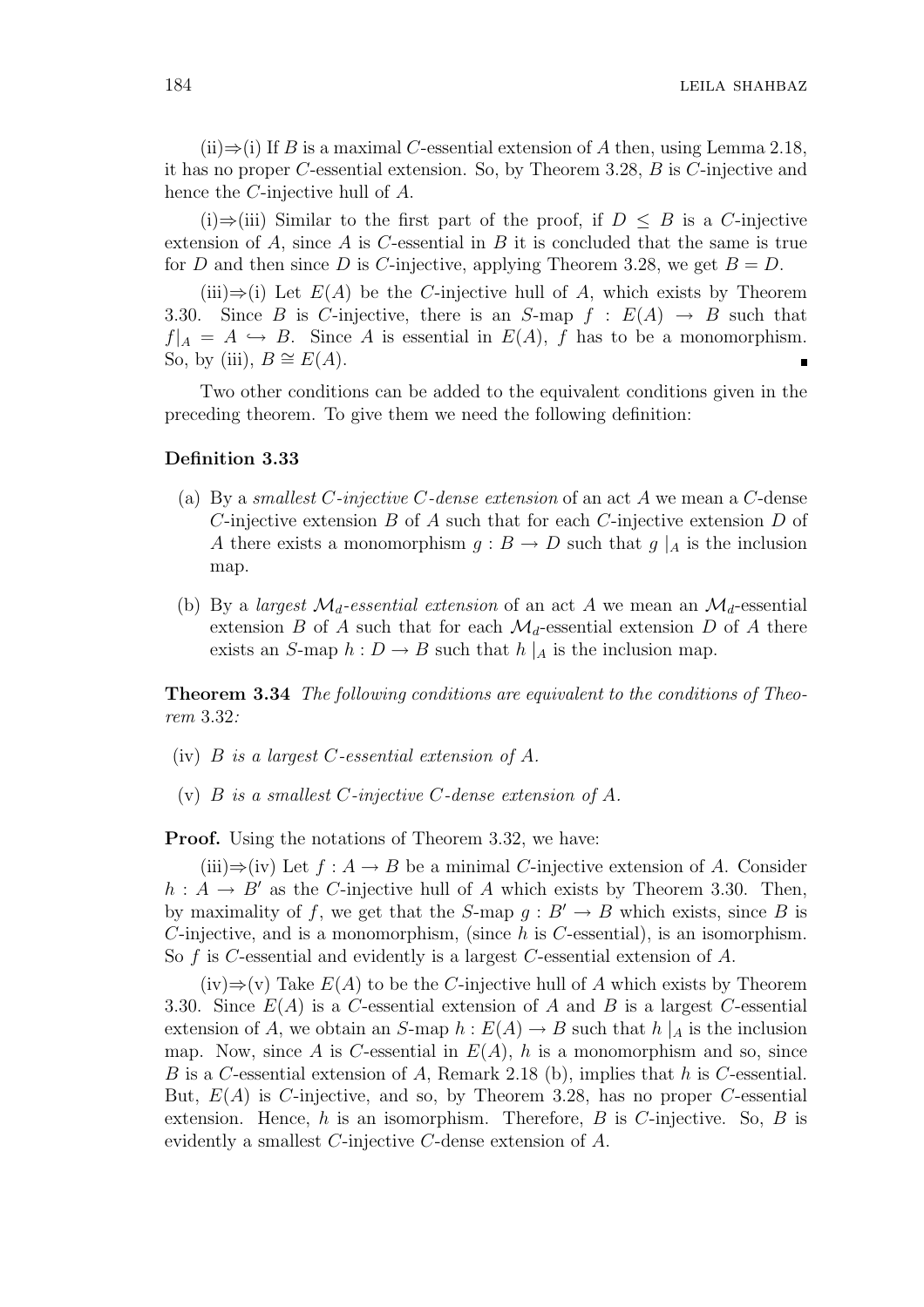(ii)⇒(i) If $B$ is a maximal $C$-essential extension of $A$ then, using Lemma 2.18, it has no proper $C$-essential extension. So, by Theorem 3.28, $B$ is $C$-injective and hence the $C$-injective hull of $A$.

(i)⇒(iii) Similar to the first part of the proof, if $D \leq B$ is a $C$-injective extension of $A$, since $A$ is $C$-essential in $B$ it is concluded that the same is true for $D$ and then since $D$ is $C$-injective, applying Theorem 3.28, we get $B = D$.

(iii)⇒(i) Let $E(A)$ be the $C$-injective hull of $A$, which exists by Theorem 3.30. Since $B$ is $C$-injective, there is an $S$-map $f : E(A) \to B$ such that $f|_A = A \hookrightarrow B$. Since $A$ is essential in $E(A)$, $f$ has to be a monomorphism. So, by (iii), $B \cong E(A)$. ∎

Two other conditions can be added to the equivalent conditions given in the preceding theorem. To give them we need the following definition:

**Definition 3.33**

(a) By a *smallest $C$-injective $C$-dense extension* of an act $A$ we mean a $C$-dense $C$-injective extension $B$ of $A$ such that for each $C$-injective extension $D$ of $A$ there exists a monomorphism $g : B \to D$ such that $g\mid_A$ is the inclusion map.

(b) By a *largest $\mathcal{M}_d$-essential extension* of an act $A$ we mean an $\mathcal{M}_d$-essential extension $B$ of $A$ such that for each $\mathcal{M}_d$-essential extension $D$ of $A$ there exists an $S$-map $h : D \to B$ such that $h\mid_A$ is the inclusion map.

**Theorem 3.34** *The following conditions are equivalent to the conditions of Theorem* 3.32*:*

(iv) *$B$ is a largest $C$-essential extension of $A$.*

(v) *$B$ is a smallest $C$-injective $C$-dense extension of $A$.*

**Proof.** Using the notations of Theorem 3.32, we have:

(iii)⇒(iv) Let $f : A \to B$ be a minimal $C$-injective extension of $A$. Consider $h : A \to B'$ as the $C$-injective hull of $A$ which exists by Theorem 3.30. Then, by maximality of $f$, we get that the $S$-map $g : B' \to B$ which exists, since $B$ is $C$-injective, and is a monomorphism, (since $h$ is $C$-essential), is an isomorphism. So $f$ is $C$-essential and evidently is a largest $C$-essential extension of $A$.

(iv)⇒(v) Take $E(A)$ to be the $C$-injective hull of $A$ which exists by Theorem 3.30. Since $E(A)$ is a $C$-essential extension of $A$ and $B$ is a largest $C$-essential extension of $A$, we obtain an $S$-map $h : E(A) \to B$ such that $h\mid_A$ is the inclusion map. Now, since $A$ is $C$-essential in $E(A)$, $h$ is a monomorphism and so, since $B$ is a $C$-essential extension of $A$, Remark 2.18 (b), implies that $h$ is $C$-essential. But, $E(A)$ is $C$-injective, and so, by Theorem 3.28, has no proper $C$-essential extension. Hence, $h$ is an isomorphism. Therefore, $B$ is $C$-injective. So, $B$ is evidently a smallest $C$-injective $C$-dense extension of $A$.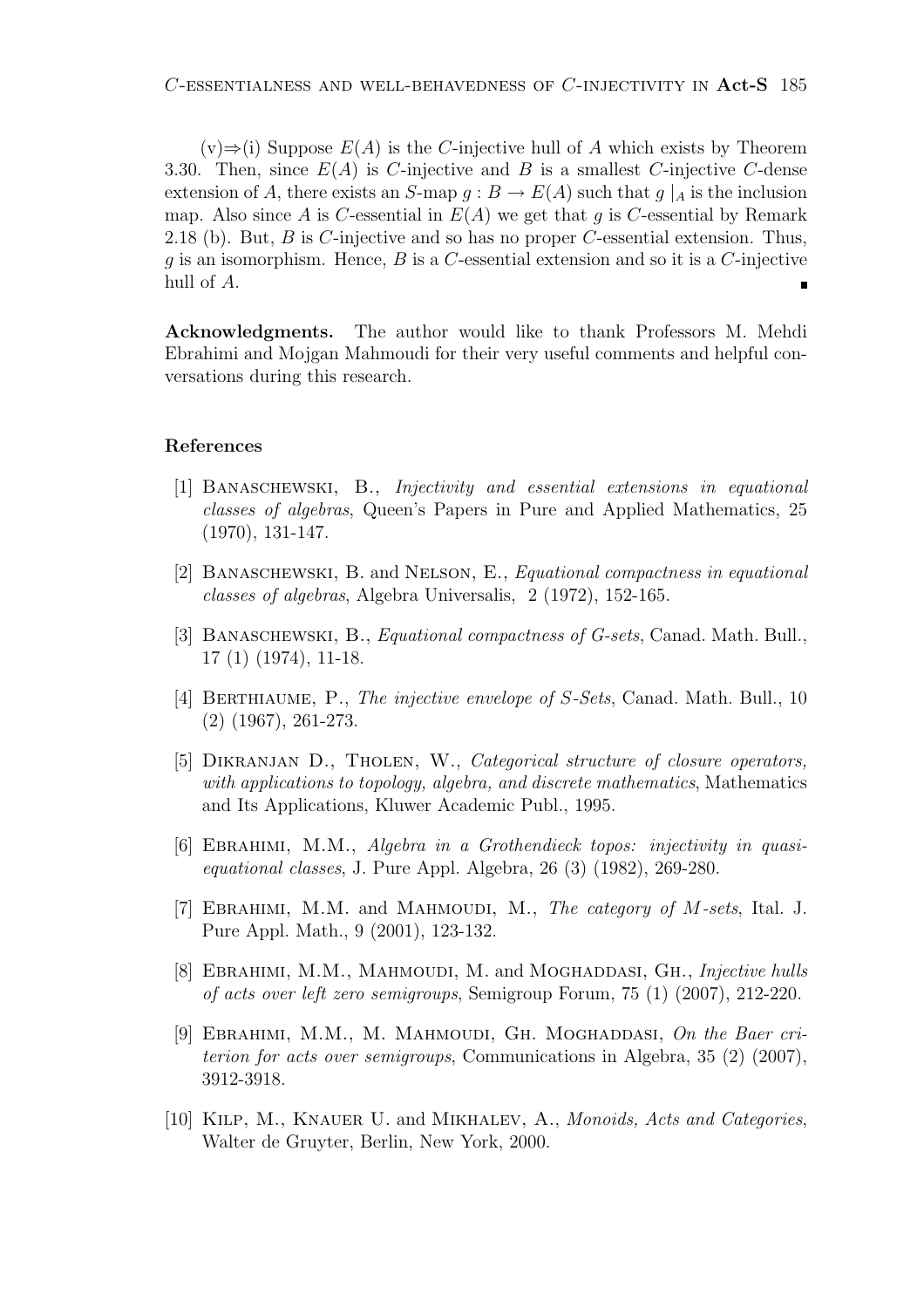(v)⇒(i) Suppose $E(A)$ is the $C$-injective hull of $A$ which exists by Theorem 3.30. Then, since $E(A)$ is $C$-injective and $B$ is a smallest $C$-injective $C$-dense extension of $A$, there exists an $S$-map $g : B \to E(A)$ such that $g\mid_A$ is the inclusion map. Also since $A$ is $C$-essential in $E(A)$ we get that $g$ is $C$-essential by Remark 2.18 (b). But, $B$ is $C$-injective and so has no proper $C$-essential extension. Thus, $g$ is an isomorphism. Hence, $B$ is a $C$-essential extension and so it is a $C$-injective hull of $A$. ∎

**Acknowledgments.** The author would like to thank Professors M. Mehdi Ebrahimi and Mojgan Mahmoudi for their very useful comments and helpful conversations during this research.

## References

[1] Banaschewski, B., *Injectivity and essential extensions in equational classes of algebras*, Queen's Papers in Pure and Applied Mathematics, 25 (1970), 131-147.

[2] Banaschewski, B. and Nelson, E., *Equational compactness in equational classes of algebras*, Algebra Universalis, 2 (1972), 152-165.

[3] Banaschewski, B., *Equational compactness of G-sets*, Canad. Math. Bull., 17 (1) (1974), 11-18.

[4] Berthiaume, P., *The injective envelope of S-Sets*, Canad. Math. Bull., 10 (2) (1967), 261-273.

[5] Dikranjan D., Tholen, W., *Categorical structure of closure operators, with applications to topology, algebra, and discrete mathematics*, Mathematics and Its Applications, Kluwer Academic Publ., 1995.

[6] Ebrahimi, M.M., *Algebra in a Grothendieck topos: injectivity in quasi-equational classes*, J. Pure Appl. Algebra, 26 (3) (1982), 269-280.

[7] Ebrahimi, M.M. and Mahmoudi, M., *The category of M-sets*, Ital. J. Pure Appl. Math., 9 (2001), 123-132.

[8] Ebrahimi, M.M., Mahmoudi, M. and Moghaddasi, Gh., *Injective hulls of acts over left zero semigroups*, Semigroup Forum, 75 (1) (2007), 212-220.

[9] Ebrahimi, M.M., M. Mahmoudi, Gh. Moghaddasi, *On the Baer criterion for acts over semigroups*, Communications in Algebra, 35 (2) (2007), 3912-3918.

[10] Kilp, M., Knauer U. and Mikhalev, A., *Monoids, Acts and Categories*, Walter de Gruyter, Berlin, New York, 2000.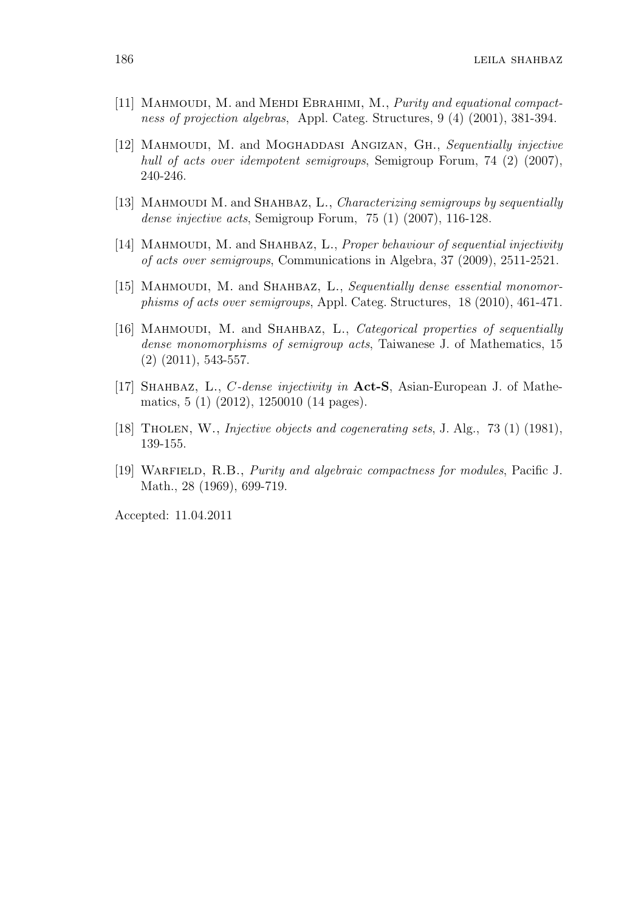[11] Mahmoudi, M. and Mehdi Ebrahimi, M., *Purity and equational compactness of projection algebras*, Appl. Categ. Structures, 9 (4) (2001), 381-394.

[12] Mahmoudi, M. and Moghaddasi Angizan, Gh., *Sequentially injective hull of acts over idempotent semigroups*, Semigroup Forum, 74 (2) (2007), 240-246.

[13] Mahmoudi M. and Shahbaz, L., *Characterizing semigroups by sequentially dense injective acts*, Semigroup Forum, 75 (1) (2007), 116-128.

[14] Mahmoudi, M. and Shahbaz, L., *Proper behaviour of sequential injectivity of acts over semigroups*, Communications in Algebra, 37 (2009), 2511-2521.

[15] Mahmoudi, M. and Shahbaz, L., *Sequentially dense essential monomorphisms of acts over semigroups*, Appl. Categ. Structures, 18 (2010), 461-471.

[16] Mahmoudi, M. and Shahbaz, L., *Categorical properties of sequentially dense monomorphisms of semigroup acts*, Taiwanese J. of Mathematics, 15 (2) (2011), 543-557.

[17] Shahbaz, L., *$C$-dense injectivity in* **Act-S**, Asian-European J. of Mathematics, 5 (1) (2012), 1250010 (14 pages).

[18] Tholen, W., *Injective objects and cogenerating sets*, J. Alg., 73 (1) (1981), 139-155.

[19] Warfield, R.B., *Purity and algebraic compactness for modules*, Pacific J. Math., 28 (1969), 699-719.

Accepted: 11.04.2011